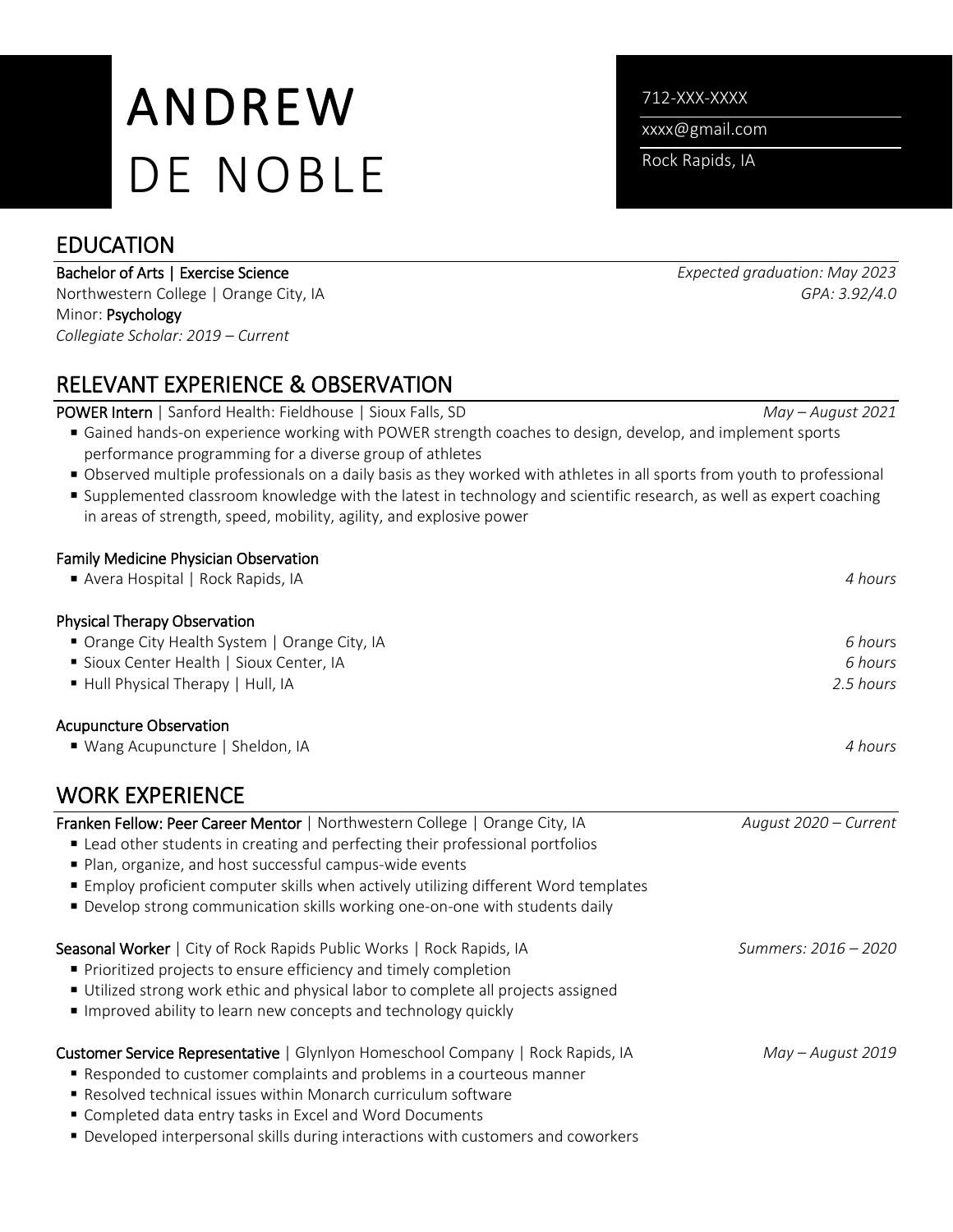# ANDREW DE NOBLE

712-XXX-XXXX
xxxx@gmail.com
Rock Rapids, IA

## EDUCATION

**Bachelor of Arts | Exercise Science** — *Expected graduation: May 2023*
Northwestern College | Orange City, IA — *GPA: 3.92/4.0*
Minor: **Psychology**
*Collegiate Scholar: 2019 – Current*

## RELEVANT EXPERIENCE & OBSERVATION

**POWER Intern** | Sanford Health: Fieldhouse | Sioux Falls, SD — *May – August 2021*

- Gained hands-on experience working with POWER strength coaches to design, develop, and implement sports performance programming for a diverse group of athletes
- Observed multiple professionals on a daily basis as they worked with athletes in all sports from youth to professional
- Supplemented classroom knowledge with the latest in technology and scientific research, as well as expert coaching in areas of strength, speed, mobility, agility, and explosive power

**Family Medicine Physician Observation**

- Avera Hospital | Rock Rapids, IA — *4 hours*

**Physical Therapy Observation**

- Orange City Health System | Orange City, IA — *6 hours*
- Sioux Center Health | Sioux Center, IA — *6 hours*
- Hull Physical Therapy | Hull, IA — *2.5 hours*

**Acupuncture Observation**

- Wang Acupuncture | Sheldon, IA — *4 hours*

## WORK EXPERIENCE

**Franken Fellow: Peer Career Mentor** | Northwestern College | Orange City, IA — *August 2020 – Current*

- Lead other students in creating and perfecting their professional portfolios
- Plan, organize, and host successful campus-wide events
- Employ proficient computer skills when actively utilizing different Word templates
- Develop strong communication skills working one-on-one with students daily

**Seasonal Worker** | City of Rock Rapids Public Works | Rock Rapids, IA — *Summers: 2016 – 2020*

- Prioritized projects to ensure efficiency and timely completion
- Utilized strong work ethic and physical labor to complete all projects assigned
- Improved ability to learn new concepts and technology quickly

**Customer Service Representative** | Glynlyon Homeschool Company | Rock Rapids, IA — *May – August 2019*

- Responded to customer complaints and problems in a courteous manner
- Resolved technical issues within Monarch curriculum software
- Completed data entry tasks in Excel and Word Documents
- Developed interpersonal skills during interactions with customers and coworkers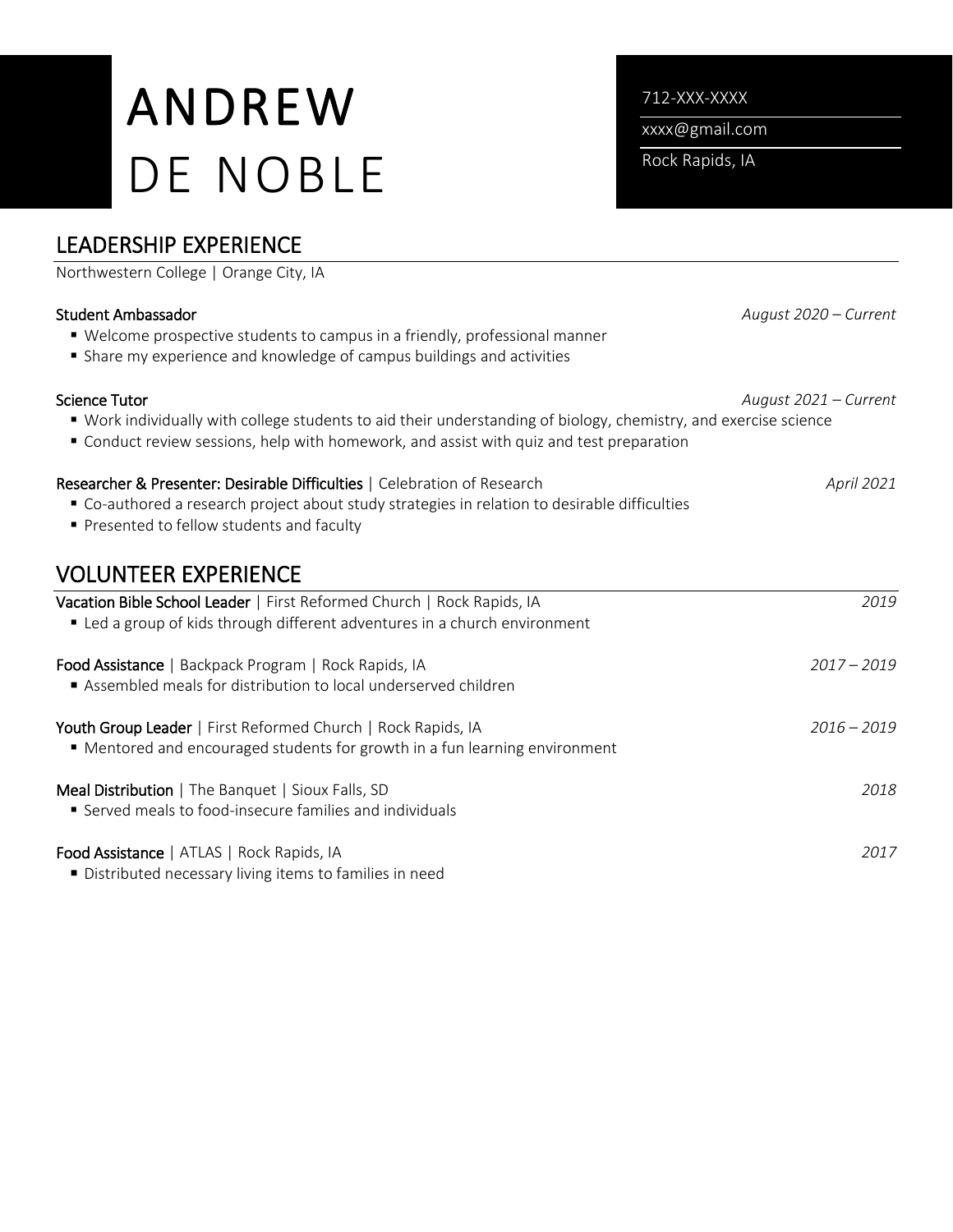# ANDREW DE NOBLE

712-XXX-XXXX
xxxx@gmail.com
Rock Rapids, IA

## LEADERSHIP EXPERIENCE

Northwestern College | Orange City, IA

**Student Ambassador** *August 2020 – Current*

- Welcome prospective students to campus in a friendly, professional manner
- Share my experience and knowledge of campus buildings and activities

**Science Tutor** *August 2021 – Current*

- Work individually with college students to aid their understanding of biology, chemistry, and exercise science
- Conduct review sessions, help with homework, and assist with quiz and test preparation

**Researcher & Presenter: Desirable Difficulties** | Celebration of Research *April 2021*

- Co-authored a research project about study strategies in relation to desirable difficulties
- Presented to fellow students and faculty

## VOLUNTEER EXPERIENCE

**Vacation Bible School Leader** | First Reformed Church | Rock Rapids, IA *2019*

- Led a group of kids through different adventures in a church environment

**Food Assistance** | Backpack Program | Rock Rapids, IA *2017 – 2019*

- Assembled meals for distribution to local underserved children

**Youth Group Leader** | First Reformed Church | Rock Rapids, IA *2016 – 2019*

- Mentored and encouraged students for growth in a fun learning environment

**Meal Distribution** | The Banquet | Sioux Falls, SD *2018*

- Served meals to food-insecure families and individuals

**Food Assistance** | ATLAS | Rock Rapids, IA *2017*

- Distributed necessary living items to families in need